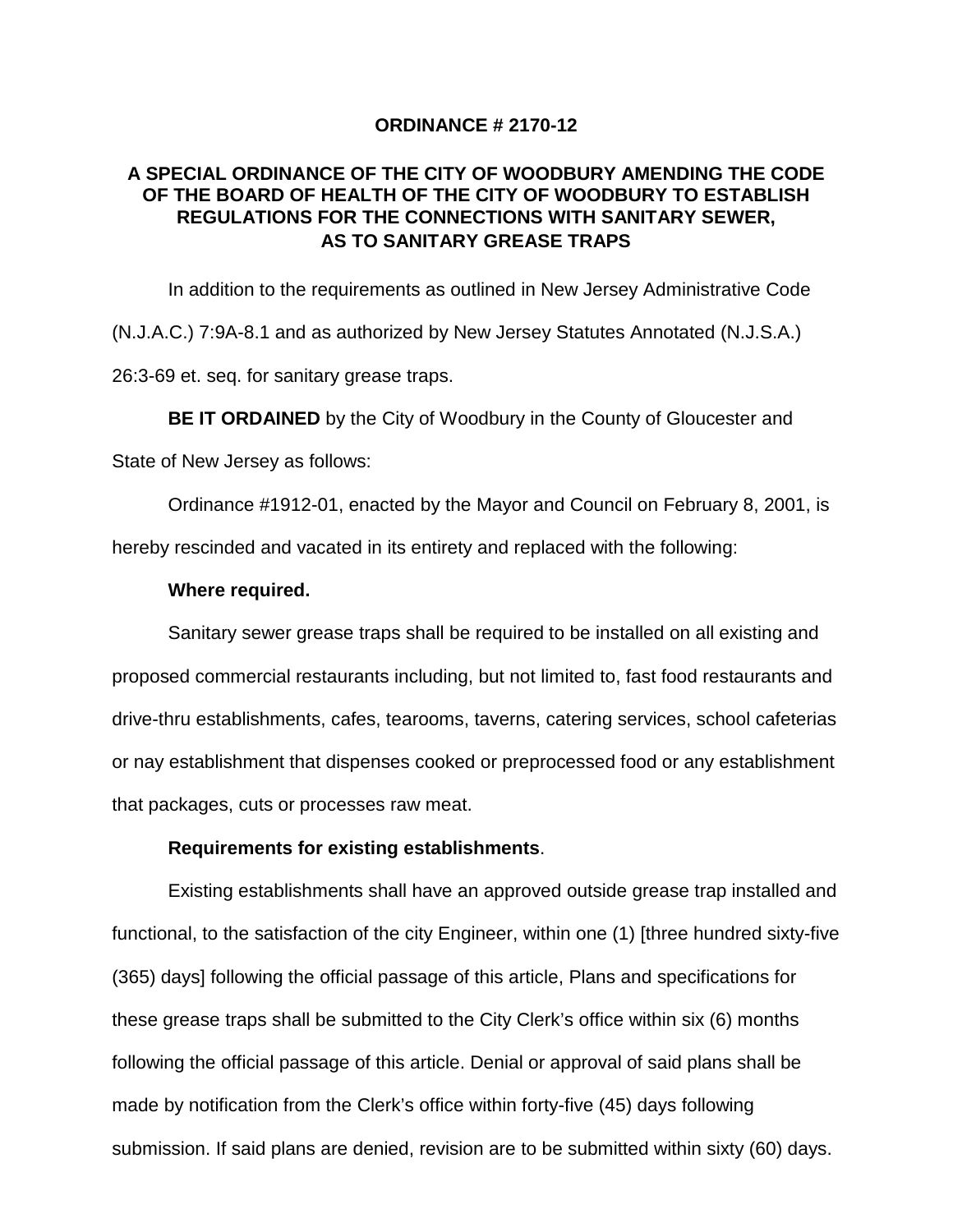**ORDINANCE # 2170-12**

**A SPECIAL ORDINANCE OF THE CITY OF WOODBURY AMENDING THE CODE OF THE BOARD OF HEALTH OF THE CITY OF WOODBURY TO ESTABLISH REGULATIONS FOR THE CONNECTIONS WITH SANITARY SEWER, AS TO SANITARY GREASE TRAPS**

In addition to the requirements as outlined in New Jersey Administrative Code (N.J.A.C.) 7:9A-8.1 and as authorized by New Jersey Statutes Annotated (N.J.S.A.) 26:3-69 et. seq. for sanitary grease traps.

**BE IT ORDAINED** by the City of Woodbury in the County of Gloucester and State of New Jersey as follows:

Ordinance #1912-01, enacted by the Mayor and Council on February 8, 2001, is hereby rescinded and vacated in its entirety and replaced with the following:

**Where required.**

Sanitary sewer grease traps shall be required to be installed on all existing and proposed commercial restaurants including, but not limited to, fast food restaurants and drive-thru establishments, cafes, tearooms, taverns, catering services, school cafeterias or nay establishment that dispenses cooked or preprocessed food or any establishment that packages, cuts or processes raw meat.

**Requirements for existing establishments**.

Existing establishments shall have an approved outside grease trap installed and functional, to the satisfaction of the city Engineer, within one (1) [three hundred sixty-five (365) days] following the official passage of this article, Plans and specifications for these grease traps shall be submitted to the City Clerk's office within six (6) months following the official passage of this article. Denial or approval of said plans shall be made by notification from the Clerk's office within forty-five (45) days following submission. If said plans are denied, revision are to be submitted within sixty (60) days.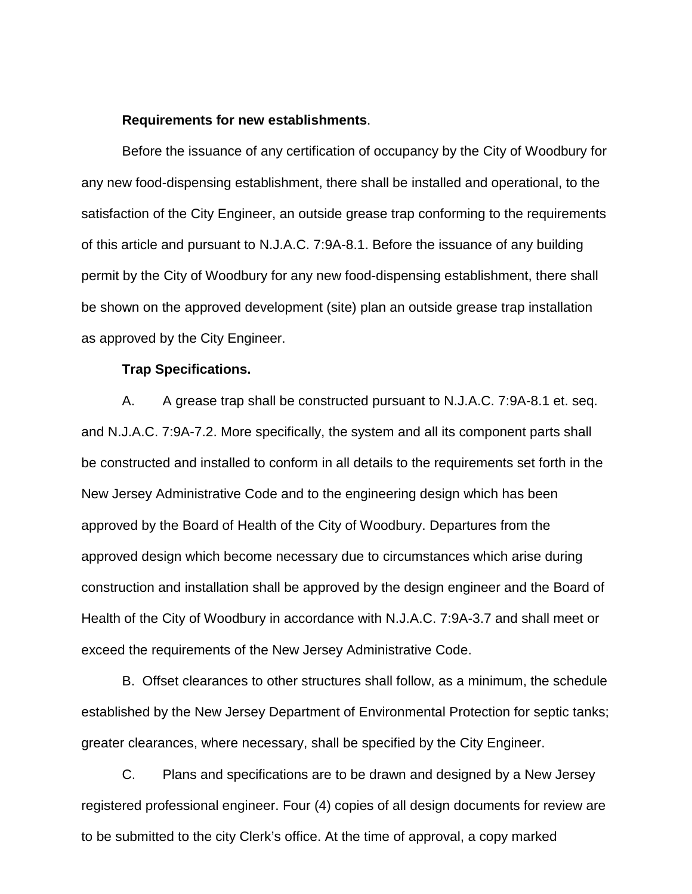**Requirements for new establishments**.

Before the issuance of any certification of occupancy by the City of Woodbury for any new food-dispensing establishment, there shall be installed and operational, to the satisfaction of the City Engineer, an outside grease trap conforming to the requirements of this article and pursuant to N.J.A.C. 7:9A-8.1. Before the issuance of any building permit by the City of Woodbury for any new food-dispensing establishment, there shall be shown on the approved development (site) plan an outside grease trap installation as approved by the City Engineer.

**Trap Specifications.**

A. A grease trap shall be constructed pursuant to N.J.A.C. 7:9A-8.1 et. seq. and N.J.A.C. 7:9A-7.2. More specifically, the system and all its component parts shall be constructed and installed to conform in all details to the requirements set forth in the New Jersey Administrative Code and to the engineering design which has been approved by the Board of Health of the City of Woodbury. Departures from the approved design which become necessary due to circumstances which arise during construction and installation shall be approved by the design engineer and the Board of Health of the City of Woodbury in accordance with N.J.A.C. 7:9A-3.7 and shall meet or exceed the requirements of the New Jersey Administrative Code.

B. Offset clearances to other structures shall follow, as a minimum, the schedule established by the New Jersey Department of Environmental Protection for septic tanks; greater clearances, where necessary, shall be specified by the City Engineer.

C. Plans and specifications are to be drawn and designed by a New Jersey registered professional engineer. Four (4) copies of all design documents for review are to be submitted to the city Clerk's office. At the time of approval, a copy marked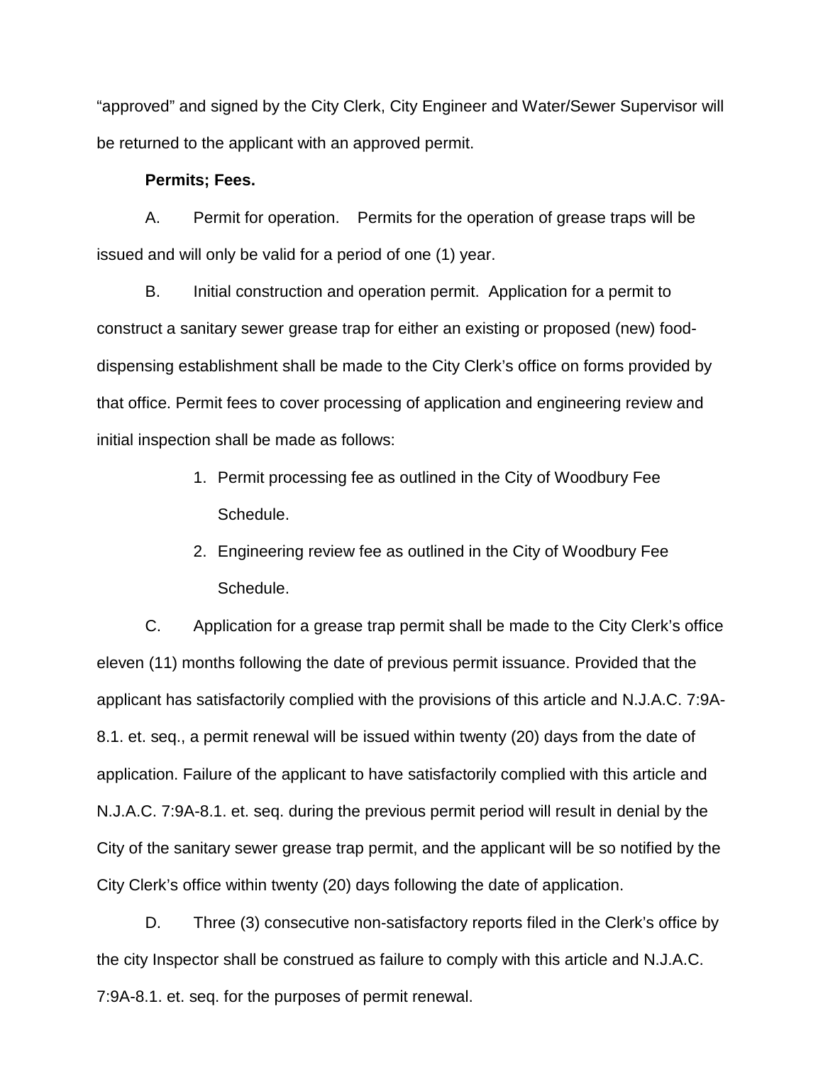"approved" and signed by the City Clerk, City Engineer and Water/Sewer Supervisor will be returned to the applicant with an approved permit.

**Permits; Fees.**

A. Permit for operation. Permits for the operation of grease traps will be issued and will only be valid for a period of one (1) year.

B. Initial construction and operation permit. Application for a permit to construct a sanitary sewer grease trap for either an existing or proposed (new) food-dispensing establishment shall be made to the City Clerk's office on forms provided by that office. Permit fees to cover processing of application and engineering review and initial inspection shall be made as follows:

1. Permit processing fee as outlined in the City of Woodbury Fee Schedule.
2. Engineering review fee as outlined in the City of Woodbury Fee Schedule.

C. Application for a grease trap permit shall be made to the City Clerk's office eleven (11) months following the date of previous permit issuance. Provided that the applicant has satisfactorily complied with the provisions of this article and N.J.A.C. 7:9A-8.1. et. seq., a permit renewal will be issued within twenty (20) days from the date of application. Failure of the applicant to have satisfactorily complied with this article and N.J.A.C. 7:9A-8.1. et. seq. during the previous permit period will result in denial by the City of the sanitary sewer grease trap permit, and the applicant will be so notified by the City Clerk's office within twenty (20) days following the date of application.

D. Three (3) consecutive non-satisfactory reports filed in the Clerk's office by the city Inspector shall be construed as failure to comply with this article and N.J.A.C. 7:9A-8.1. et. seq. for the purposes of permit renewal.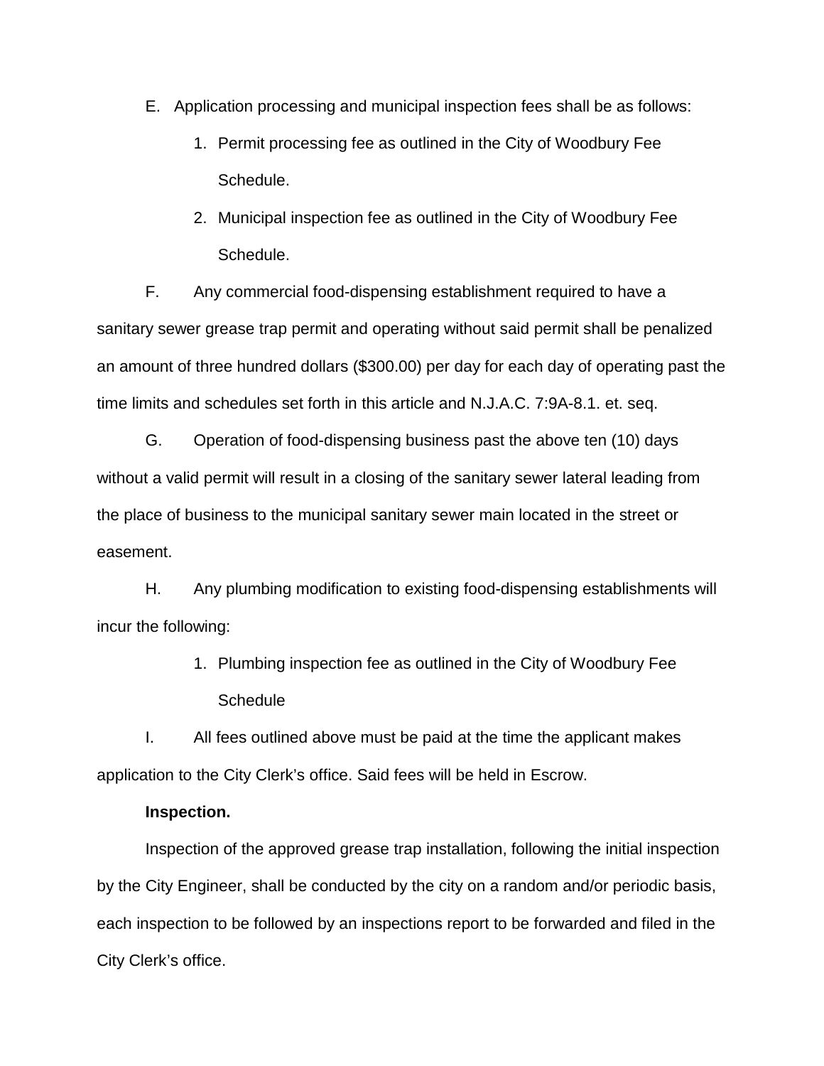E. Application processing and municipal inspection fees shall be as follows:

1. Permit processing fee as outlined in the City of Woodbury Fee Schedule.
2. Municipal inspection fee as outlined in the City of Woodbury Fee Schedule.

F. Any commercial food-dispensing establishment required to have a sanitary sewer grease trap permit and operating without said permit shall be penalized an amount of three hundred dollars ($300.00) per day for each day of operating past the time limits and schedules set forth in this article and N.J.A.C. 7:9A-8.1. et. seq.

G. Operation of food-dispensing business past the above ten (10) days without a valid permit will result in a closing of the sanitary sewer lateral leading from the place of business to the municipal sanitary sewer main located in the street or easement.

H. Any plumbing modification to existing food-dispensing establishments will incur the following:

1. Plumbing inspection fee as outlined in the City of Woodbury Fee Schedule

I. All fees outlined above must be paid at the time the applicant makes application to the City Clerk's office. Said fees will be held in Escrow.

**Inspection.**

Inspection of the approved grease trap installation, following the initial inspection by the City Engineer, shall be conducted by the city on a random and/or periodic basis, each inspection to be followed by an inspections report to be forwarded and filed in the City Clerk's office.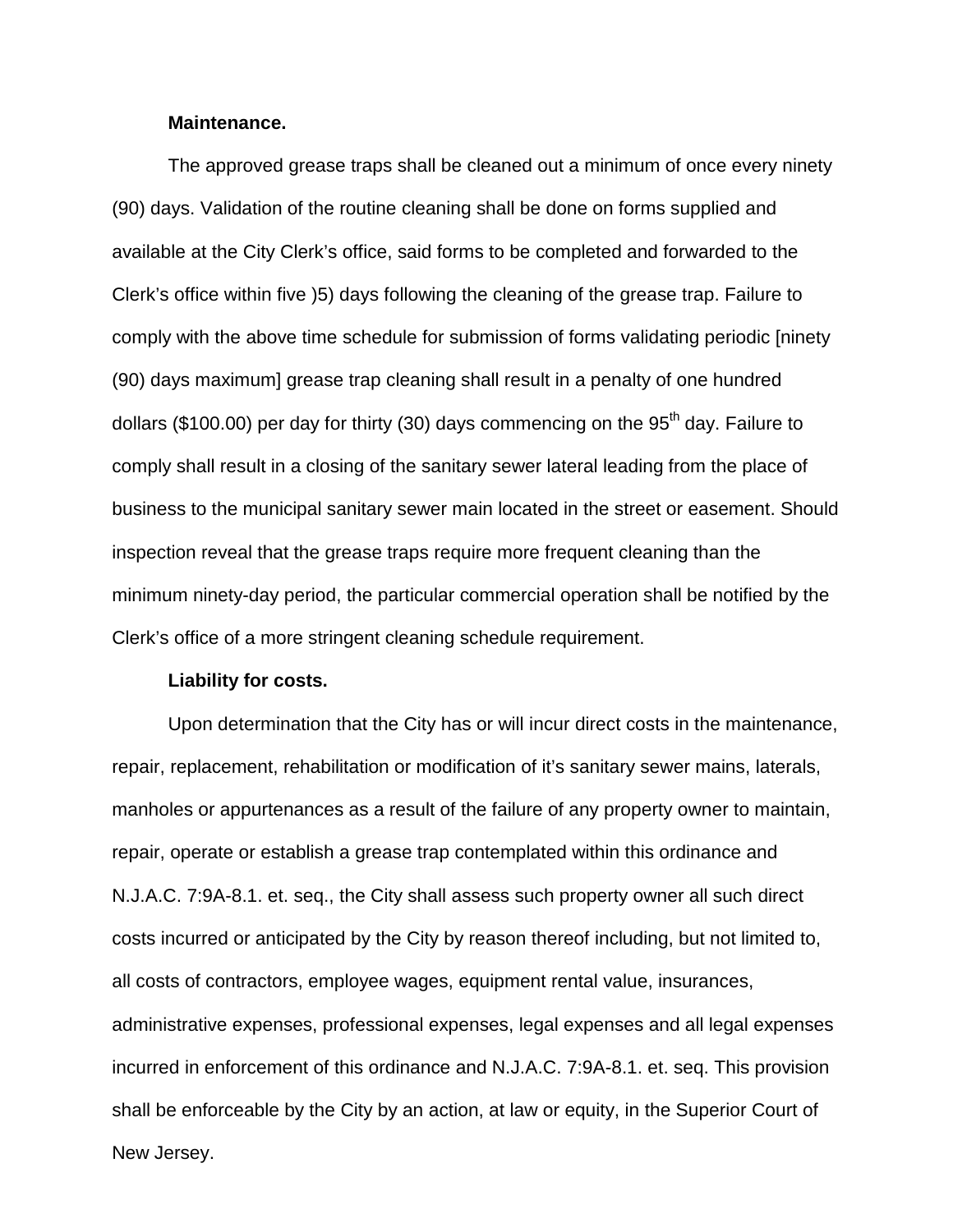**Maintenance.**

The approved grease traps shall be cleaned out a minimum of once every ninety (90) days. Validation of the routine cleaning shall be done on forms supplied and available at the City Clerk's office, said forms to be completed and forwarded to the Clerk's office within five )5) days following the cleaning of the grease trap. Failure to comply with the above time schedule for submission of forms validating periodic [ninety (90) days maximum] grease trap cleaning shall result in a penalty of one hundred dollars ($100.00) per day for thirty (30) days commencing on the 95th day. Failure to comply shall result in a closing of the sanitary sewer lateral leading from the place of business to the municipal sanitary sewer main located in the street or easement. Should inspection reveal that the grease traps require more frequent cleaning than the minimum ninety-day period, the particular commercial operation shall be notified by the Clerk's office of a more stringent cleaning schedule requirement.

**Liability for costs.**

Upon determination that the City has or will incur direct costs in the maintenance, repair, replacement, rehabilitation or modification of it's sanitary sewer mains, laterals, manholes or appurtenances as a result of the failure of any property owner to maintain, repair, operate or establish a grease trap contemplated within this ordinance and N.J.A.C. 7:9A-8.1. et. seq., the City shall assess such property owner all such direct costs incurred or anticipated by the City by reason thereof including, but not limited to, all costs of contractors, employee wages, equipment rental value, insurances, administrative expenses, professional expenses, legal expenses and all legal expenses incurred in enforcement of this ordinance and N.J.A.C. 7:9A-8.1. et. seq. This provision shall be enforceable by the City by an action, at law or equity, in the Superior Court of New Jersey.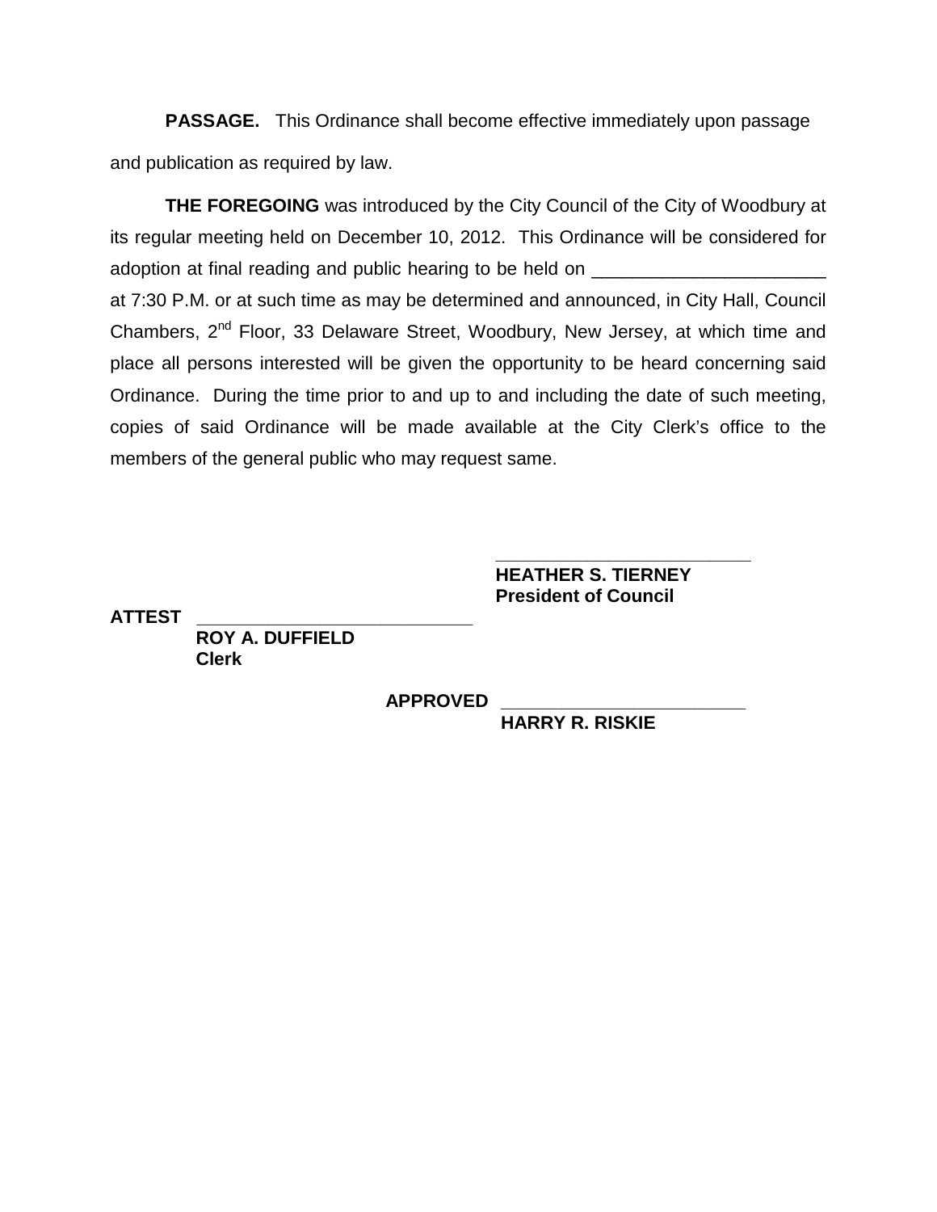**PASSAGE.** This Ordinance shall become effective immediately upon passage and publication as required by law.

**THE FOREGOING** was introduced by the City Council of the City of Woodbury at its regular meeting held on December 10, 2012. This Ordinance will be considered for adoption at final reading and public hearing to be held on _______________________ at 7:30 P.M. or at such time as may be determined and announced, in City Hall, Council Chambers, 2nd Floor, 33 Delaware Street, Woodbury, New Jersey, at which time and place all persons interested will be given the opportunity to be heard concerning said Ordinance. During the time prior to and up to and including the date of such meeting, copies of said Ordinance will be made available at the City Clerk's office to the members of the general public who may request same.

_________________________
**HEATHER S. TIERNEY**
**President of Council**

**ATTEST** ___________________________
**ROY A. DUFFIELD**
**Clerk**

**APPROVED** _______________________
**HARRY R. RISKIE**